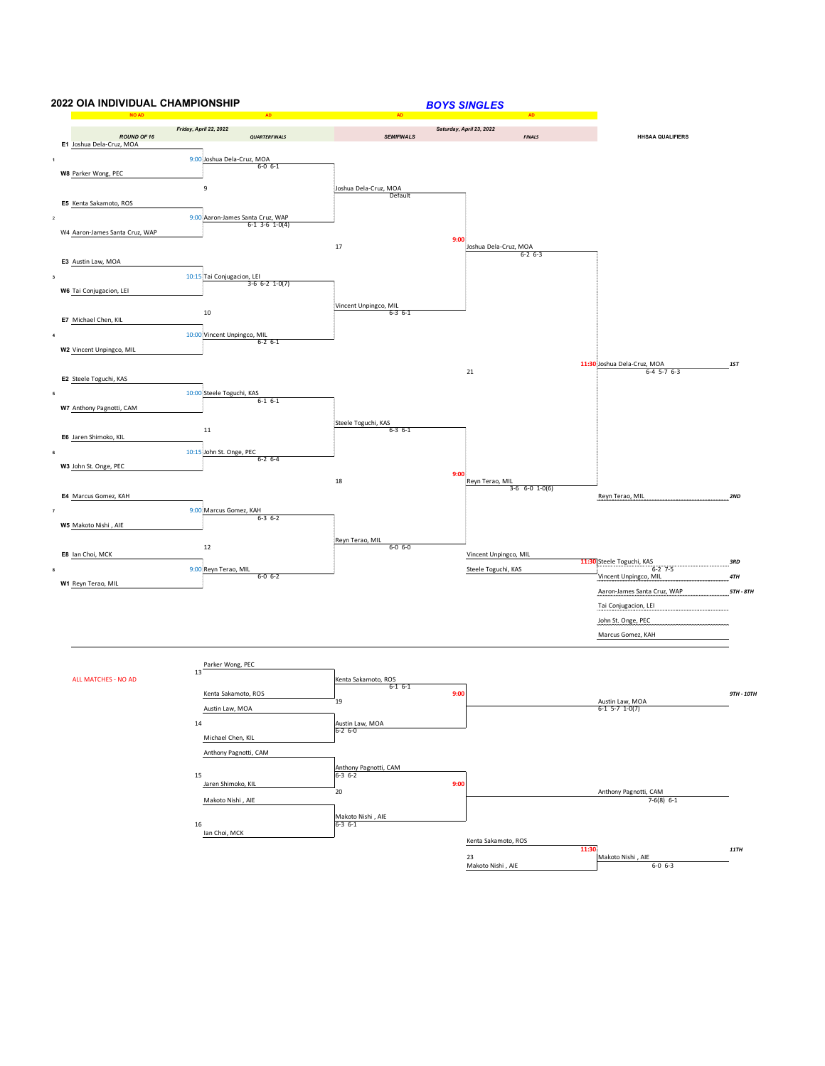# 2022 OIA INDIVIDUAL CHAMPIONSHIP

## *BOYS SINGLES*

| NO AD | AD | AD | AD | |
|---|---|---|---|---|
| **ROUND OF 16** (Friday, April 22, 2022) | **QUARTERFINALS** (Friday, April 22, 2022) | **SEMIFINALS** (Saturday, April 23, 2022) | **FINALS** (Saturday, April 23, 2022) | **HHSAA QUALIFIERS** |

### Round of 16 / Quarterfinals

| # | Players | Time | Winner | Score |
|---|---|---|---|---|
| 1 | E1 Joshua Dela-Cruz, MOA vs. W8 Parker Wong, PEC | 9:00 | Joshua Dela-Cruz, MOA | 6-0 6-1 |
| 2 | E5 Kenta Sakamoto, ROS vs. W4 Aaron-James Santa Cruz, WAP | 9:00 | Aaron-James Santa Cruz, WAP | 6-1 3-6 1-0(4) |
| 3 | E3 Austin Law, MOA vs. W6 Tai Conjugacion, LEI | 10:15 | Tai Conjugacion, LEI | 3-6 6-2 1-0(7) |
| 4 | E7 Michael Chen, KIL vs. W2 Vincent Unpingco, MIL | 10:00 | Vincent Unpingco, MIL | 6-2 6-1 |
| 5 | E2 Steele Toguchi, KAS vs. W7 Anthony Pagnotti, CAM | 10:00 | Steele Toguchi, KAS | 6-1 6-1 |
| 6 | E6 Jaren Shimoko, KIL vs. W3 John St. Onge, PEC | 10:15 | John St. Onge, PEC | 6-2 6-4 |
| 7 | E4 Marcus Gomez, KAH vs. W5 Makoto Nishi, AIE | 9:00 | Marcus Gomez, KAH | 6-3 6-2 |
| 8 | E8 Ian Choi, MCK vs. W1 Reyn Terao, MIL | 9:00 | Reyn Terao, MIL | 6-0 6-2 |

### Semifinals

| Match | Winner | Score |
|---|---|---|
| 9 | Joshua Dela-Cruz, MOA | Default |
| 10 | Vincent Unpingco, MIL | 6-3 6-1 |
| 11 | Steele Toguchi, KAS | 6-3 6-1 |
| 12 | Reyn Terao, MIL | 6-0 6-0 |

### Finals

| Match | Time | Winner | Score |
|---|---|---|---|
| 17 | 9:00 | Joshua Dela-Cruz, MOA | 6-2 6-3 |
| 18 | 9:00 | Reyn Terao, MIL | 3-6 6-0 1-0(6) |
| 21 | 11:30 | Joshua Dela-Cruz, MOA | 6-4 5-7 6-3 |
| 3rd place: Vincent Unpingco, MIL vs. Steele Toguchi, KAS | 11:30 | Steele Toguchi, KAS | 6-2 7-5 |

### HHSAA Qualifiers

| Place | Player |
|---|---|
| 1ST | Joshua Dela-Cruz, MOA |
| 2ND | Reyn Terao, MIL |
| 3RD | Steele Toguchi, KAS |
| 4TH | Vincent Unpingco, MIL |
| 5TH - 8TH | Aaron-James Santa Cruz, WAP |
| | Tai Conjugacion, LEI |
| | John St. Onge, PEC |
| | Marcus Gomez, KAH |

---

ALL MATCHES - NO AD

| Match | Players | Winner | Score |
|---|---|---|---|
| 13 | Parker Wong, PEC vs. Kenta Sakamoto, ROS | Kenta Sakamoto, ROS | 6-1 6-1 |
| 14 | Austin Law, MOA vs. Michael Chen, KIL | Austin Law, MOA | 6-2 6-0 |
| 15 | Anthony Pagnotti, CAM vs. Jaren Shimoko, KIL | Anthony Pagnotti, CAM | 6-3 6-2 |
| 16 | Makoto Nishi, AIE vs. Ian Choi, MCK | Makoto Nishi, AIE | 6-3 6-1 |
| 19 (9:00) | Kenta Sakamoto, ROS vs. Austin Law, MOA | Austin Law, MOA (9TH - 10TH) | 6-1 5-7 1-0(7) |
| 20 (9:00) | Anthony Pagnotti, CAM vs. Makoto Nishi, AIE | Anthony Pagnotti, CAM | 7-6(8) 6-1 |
| 23 (11:30) | Kenta Sakamoto, ROS vs. Makoto Nishi, AIE | Makoto Nishi, AIE (11TH) | 6-0 6-3 |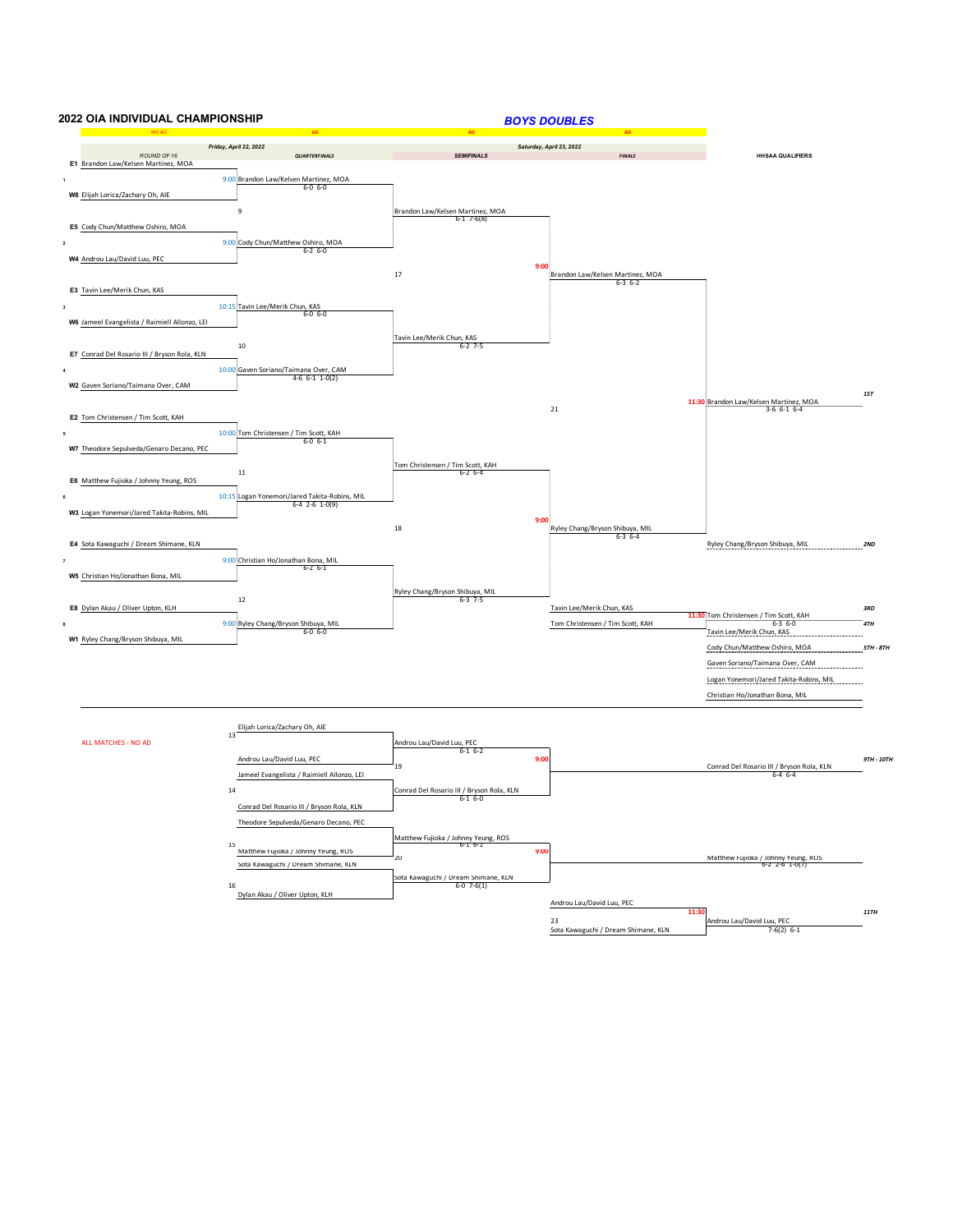# 2022 OIA INDIVIDUAL CHAMPIONSHIP

## *BOYS DOUBLES*

| | ROUND OF 16 (NO AD) | QUARTERFINALS (AD) | SEMIFINALS (AD) | FINALS (AD) |
|---|---|---|---|---|
| | *Friday, April 22, 2022* | | *Saturday, April 23, 2022* | |

**HHSAA QUALIFIERS**

### Round of 16

1. E1 Brandon Law/Kelsen Martinez, MOA vs. W8 Elijah Lorica/Zachary Oh, AIE
2. E5 Cody Chun/Matthew Oshiro, MOA vs. W4 Androu Lau/David Luu, PEC
3. E3 Tavin Lee/Merik Chun, KAS vs. W6 Jameel Evangelista / Raimiell Allonzo, LEI
4. E7 Conrad Del Rosario III / Bryson Rola, KLN vs. W2 Gaven Soriano/Taimana Over, CAM
5. E2 Tom Christensen / Tim Scott, KAH vs. W7 Theodore Sepulveda/Genaro Decano, PEC
6. E6 Matthew Fujioka / Johnny Yeung, ROS vs. W3 Logan Yonemori/Jared Takita-Robins, MIL
7. E4 Sota Kawaguchi / Dream Shimane, KLN vs. W5 Christian Ho/Jonathan Bona, MIL
8. E8 Dylan Akau / Oliver Upton, KLH vs. W1 Ryley Chang/Bryson Shibuya, MIL

### Quarterfinals

- 9:00 Brandon Law/Kelsen Martinez, MOA 6-0 6-0
- 9:00 Cody Chun/Matthew Oshiro, MOA 6-2 6-0
- 10:15 Tavin Lee/Merik Chun, KAS 6-0 6-0
- 10:00 Gaven Soriano/Taimana Over, CAM 4-6 6-1 1-0(2)
- 10:00 Tom Christensen / Tim Scott, KAH 6-0 6-1
- 10:15 Logan Yonemori/Jared Takita-Robins, MIL 6-4 2-6 1-0(9)
- 9:00 Christian Ho/Jonathan Bona, MIL 6-2 6-1
- 9:00 Ryley Chang/Bryson Shibuya, MIL 6-0 6-0

### Semifinals

- 9: Brandon Law/Kelsen Martinez, MOA 6-1 7-6(8)
- 10: Tavin Lee/Merik Chun, KAS 6-2 7-5
- 11: Tom Christensen / Tim Scott, KAH 6-2 6-4
- 12: Ryley Chang/Bryson Shibuya, MIL 6-3 7-5

### Finals

- 17 (9:00): Brandon Law/Kelsen Martinez, MOA 6-3 6-2
- 18 (9:00): Ryley Chang/Bryson Shibuya, MIL 6-3 6-4
- 21 (11:30): Brandon Law/Kelsen Martinez, MOA 3-6 6-1 6-4

### Third Place

- Tavin Lee/Merik Chun, KAS vs. Tom Christensen / Tim Scott, KAH
- 11:30 Tom Christensen / Tim Scott, KAH 6-3 6-0

### HHSAA Qualifiers

| Place | Team |
|---|---|
| 1ST | Brandon Law/Kelsen Martinez, MOA |
| 2ND | Ryley Chang/Bryson Shibuya, MIL |
| 3RD | Tom Christensen / Tim Scott, KAH |
| 4TH | Tavin Lee/Merik Chun, KAS |
| 5TH - 8TH | Cody Chun/Matthew Oshiro, MOA |
| | Gaven Soriano/Taimana Over, CAM |
| | Logan Yonemori/Jared Takita-Robins, MIL |
| | Christian Ho/Jonathan Bona, MIL |

---

ALL MATCHES - NO AD

### Consolation

- 13: Elijah Lorica/Zachary Oh, AIE vs. Androu Lau/David Luu, PEC → Androu Lau/David Luu, PEC 6-1 6-2
- 14: Jameel Evangelista / Raimiell Allonzo, LEI vs. Conrad Del Rosario III / Bryson Rola, KLN → Conrad Del Rosario III / Bryson Rola, KLN 6-1 6-0
- 15: Theodore Sepulveda/Genaro Decano, PEC vs. Matthew Fujioka / Johnny Yeung, ROS → Matthew Fujioka / Johnny Yeung, ROS 6-1 6-1
- 16: Sota Kawaguchi / Dream Shimane, KLN vs. Dylan Akau / Oliver Upton, KLH → Sota Kawaguchi / Dream Shimane, KLN 6-0 7-6(1)
- 19 (9:00): Conrad Del Rosario III / Bryson Rola, KLN 6-4 6-4 — **9TH - 10TH**
- 20 (9:00): Matthew Fujioka / Johnny Yeung, ROS 6-2 2-6 1-0(7) — **9TH - 10TH**
- 23 (11:30): Androu Lau/David Luu, PEC vs. Sota Kawaguchi / Dream Shimane, KLN → Androu Lau/David Luu, PEC 7-6(2) 6-1 — **11TH**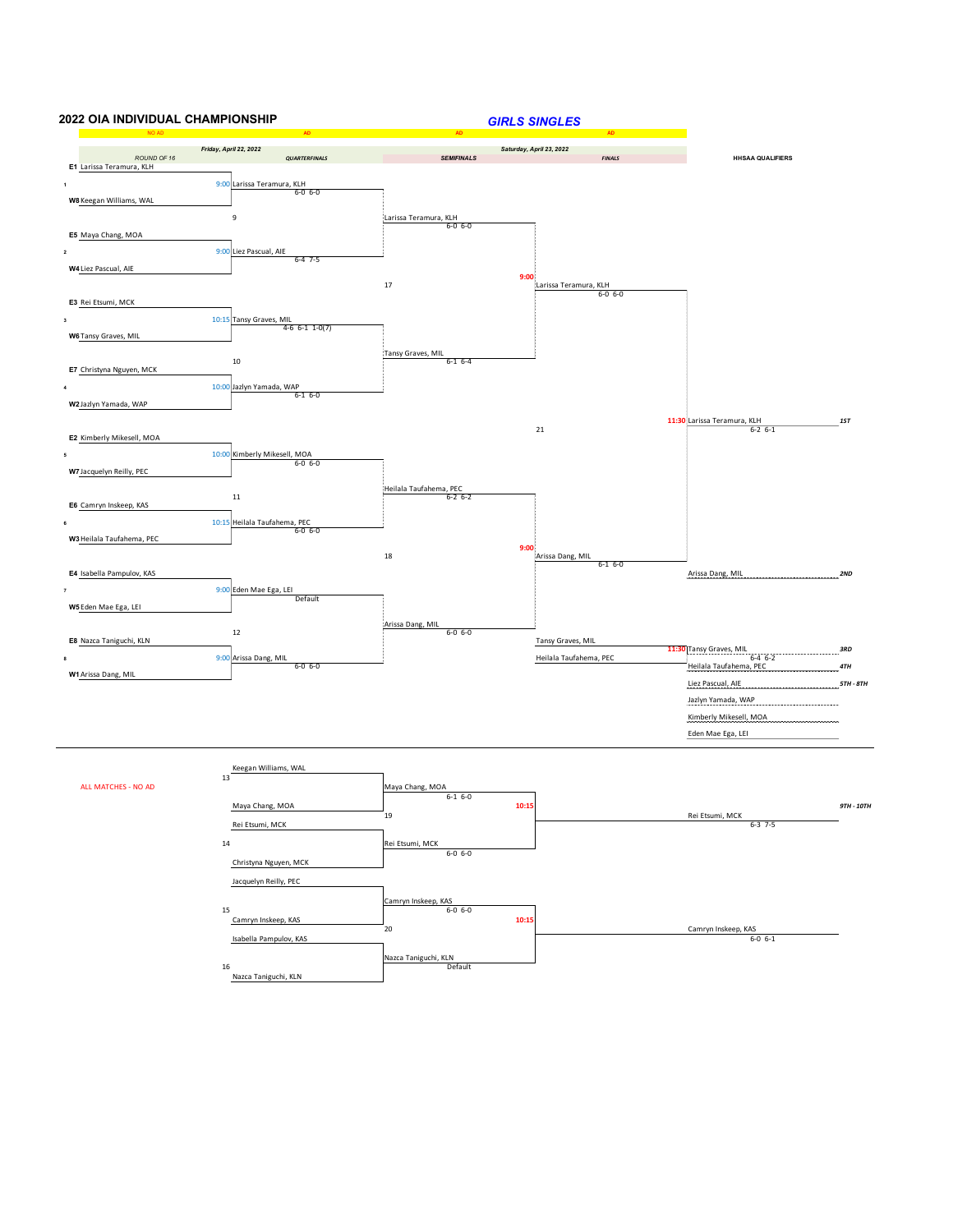# 2022 OIA INDIVIDUAL CHAMPIONSHIP

## *GIRLS SINGLES*

| NO AD | AD | AD | AD | |
|---|---|---|---|---|
| | *Friday, April 22, 2022* | | *Saturday, April 23, 2022* | |
| *ROUND OF 16* | *QUARTERFINALS* | *SEMIFINALS* | *FINALS* | **HHSAA QUALIFIERS** |

### Round of 16 / Quarterfinals

| Match | Seed / Player | Time | Winner | Score |
|---|---|---|---|---|
| 1 | E1 Larissa Teramura, KLH vs. W8 Keegan Williams, WAL | 9:00 | Larissa Teramura, KLH | 6-0 6-0 |
| 2 | E5 Maya Chang, MOA vs. W4 Liez Pascual, AIE | 9:00 | Liez Pascual, AIE | 6-4 7-5 |
| 3 | E3 Rei Etsumi, MCK vs. W6 Tansy Graves, MIL | 10:15 | Tansy Graves, MIL | 4-6 6-1 1-0(7) |
| 4 | E7 Christyna Nguyen, MCK vs. W2 Jazlyn Yamada, WAP | 10:00 | Jazlyn Yamada, WAP | 6-1 6-0 |
| 5 | E2 Kimberly Mikesell, MOA vs. W7 Jacquelyn Reilly, PEC | 10:00 | Kimberly Mikesell, MOA | 6-0 6-0 |
| 6 | E6 Camryn Inskeep, KAS vs. W3 Heilala Taufahema, PEC | 10:15 | Heilala Taufahema, PEC | 6-0 6-0 |
| 7 | E4 Isabella Pampulov, KAS vs. W5 Eden Mae Ega, LEI | 9:00 | Eden Mae Ega, LEI | Default |
| 8 | E8 Nazca Taniguchi, KLN vs. W1 Arissa Dang, MIL | 9:00 | Arissa Dang, MIL | 6-0 6-0 |

### Semifinals

| Match | Winner | Score |
|---|---|---|
| 9 | Larissa Teramura, KLH | 6-0 6-0 |
| 10 | Tansy Graves, MIL | 6-1 6-4 |
| 11 | Heilala Taufahema, PEC | 6-2 6-2 |
| 12 | Arissa Dang, MIL | 6-0 6-0 |

### Finals

| Match | Time | Winner | Score |
|---|---|---|---|
| 17 | 9:00 | Larissa Teramura, KLH | 6-0 6-0 |
| 18 | 9:00 | Arissa Dang, MIL | 6-1 6-0 |
| 21 | 11:30 | Larissa Teramura, KLH | 6-2 6-1 |
| 3rd place: Tansy Graves, MIL vs. Heilala Taufahema, PEC | 11:30 | Tansy Graves, MIL | 6-4 6-2 |

### HHSAA Qualifiers

| Place | Player |
|---|---|
| 1ST | Larissa Teramura, KLH |
| 2ND | Arissa Dang, MIL |
| 3RD | Tansy Graves, MIL |
| 4TH | Heilala Taufahema, PEC |
| 5TH - 8TH | Liez Pascual, AIE |
| | Jazlyn Yamada, WAP |
| | Kimberly Mikesell, MOA |
| | Eden Mae Ega, LEI |

### Consolation

ALL MATCHES - NO AD

| Match | Players | Winner | Score |
|---|---|---|---|
| 13 | Keegan Williams, WAL vs. Maya Chang, MOA | Maya Chang, MOA | 6-1 6-0 |
| 14 | Rei Etsumi, MCK vs. Christyna Nguyen, MCK | Rei Etsumi, MCK | 6-0 6-0 |
| 15 | Jacquelyn Reilly, PEC vs. Camryn Inskeep, KAS | Camryn Inskeep, KAS | 6-0 6-0 |
| 16 | Isabella Pampulov, KAS vs. Nazca Taniguchi, KLN | Nazca Taniguchi, KLN | Default |

| Match | Time | Winner | Score | |
|---|---|---|---|---|
| 19 | 10:15 | Rei Etsumi, MCK | 6-3 7-5 | 9TH - 10TH |
| 20 | 10:15 | Camryn Inskeep, KAS | 6-0 6-1 | |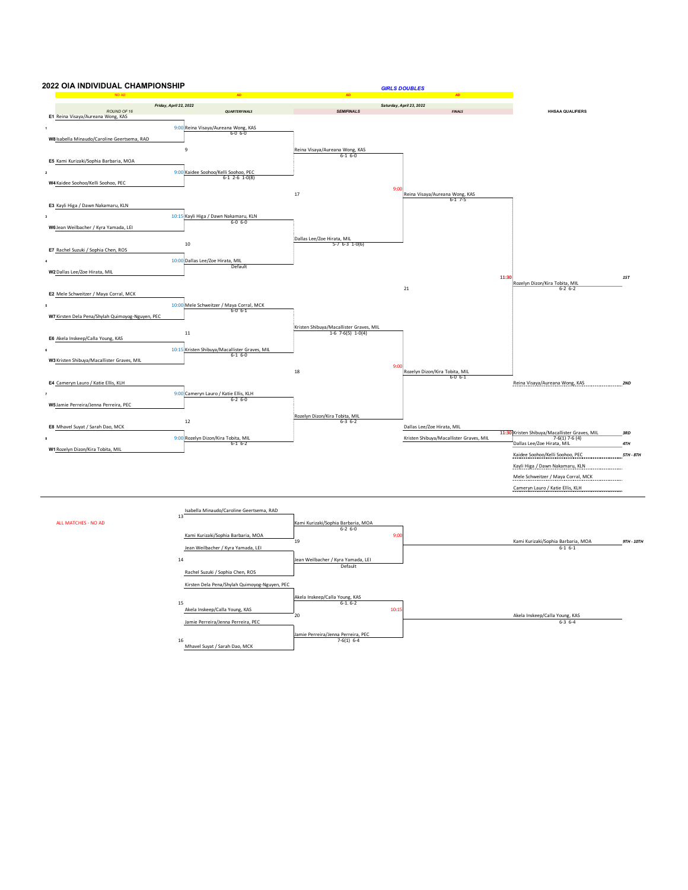# 2022 OIA INDIVIDUAL CHAMPIONSHIP

***GIRLS DOUBLES***

NO AD | AD | AD | AD

*Friday, April 22, 2022* — *Saturday, April 23, 2022*

*ROUND OF 16* | *QUARTERFINALS* | *SEMIFINALS* | *FINALS* | **HHSAA QUALIFIERS**

## Round of 16 / Quarterfinals (Friday, April 22, 2022)

1. **E1** Reina Visaya/Aureana Wong, KAS vs **W8** Isabella Minaudo/Caroline Geertsema, RAD — 9:00 — Reina Visaya/Aureana Wong, KAS 6-0 6-0
2. **E5** Kami Kurizaki/Sophia Barbaria, MOA vs **W4** Kaidee Soohoo/Kelli Soohoo, PEC — 9:00 — Kaidee Soohoo/Kelli Soohoo, PEC 6-1 2-6 1-0(8)
3. **E3** Kayli Higa / Dawn Nakamaru, KLN vs **W6** Jean Weilbacher / Kyra Yamada, LEI — 10:15 — Kayli Higa / Dawn Nakamaru, KLN 6-0 6-0
4. **E7** Rachel Suzuki / Sophia Chen, ROS vs **W2** Dallas Lee/Zoe Hirata, MIL — 10:00 — Dallas Lee/Zoe Hirata, MIL Default
5. **E2** Mele Schweitzer / Maya Corral, MCK vs **W7** Kirsten Dela Pena/Shylah Quimoyog-Nguyen, PEC — 10:00 — Mele Schweitzer / Maya Corral, MCK 6-0 6-1
6. **E6** Akela Inskeep/Calla Young, KAS vs **W3** Kristen Shibuya/Macallister Graves, MIL — 10:15 — Kristen Shibuya/Macallister Graves, MIL 6-1 6-0
7. **E4** Cameryn Lauro / Katie Ellis, KLH vs **W5** Jamie Perreira/Jenna Perreira, PEC — 9:00 — Cameryn Lauro / Katie Ellis, KLH 6-2 6-0
8. **E8** Mhavel Suyat / Sarah Dao, MCK vs **W1** Rozelyn Dizon/Kira Tobita, MIL — 9:00 — Rozelyn Dizon/Kira Tobita, MIL 6-1 6-2

## Semifinals

- 9: Reina Visaya/Aureana Wong, KAS 6-1 6-0
- 10: Dallas Lee/Zoe Hirata, MIL 5-7 6-3 1-0(6)
- 11: Kristen Shibuya/Macallister Graves, MIL 1-6 7-6(5) 1-0(4)
- 12: Rozelyn Dizon/Kira Tobita, MIL 6-3 6-2

## Finals (Saturday, April 23, 2022)

- 17 — 9:00 — Reina Visaya/Aureana Wong, KAS 6-1 7-5
- 18 — 9:00 — Rozelyn Dizon/Kira Tobita, MIL 6-0 6-1
- 21 — 11:30 — Rozelyn Dizon/Kira Tobita, MIL 6-2 6-2
- 11:30 — Dallas Lee/Zoe Hirata, MIL vs Kristen Shibuya/Macallister Graves, MIL — Kristen Shibuya/Macallister Graves, MIL 7-6(1) 7-6 (4)

## HHSAA Qualifiers

| | |
|---|---|
| Rozelyn Dizon/Kira Tobita, MIL | *1ST* |
| Reina Visaya/Aureana Wong, KAS | *2ND* |
| Kristen Shibuya/Macallister Graves, MIL | *3RD* |
| Dallas Lee/Zoe Hirata, MIL | *4TH* |
| Kaidee Soohoo/Kelli Soohoo, PEC | *5TH - 8TH* |
| Kayli Higa / Dawn Nakamaru, KLN | |
| Mele Schweitzer / Maya Corral, MCK | |
| Cameryn Lauro / Katie Ellis, KLH | |

## Consolation

ALL MATCHES - NO AD

- 13: Isabella Minaudo/Caroline Geertsema, RAD vs Kami Kurizaki/Sophia Barbaria, MOA — Kami Kurizaki/Sophia Barbaria, MOA 6-2 6-0
- 14: Jean Weilbacher / Kyra Yamada, LEI vs Rachel Suzuki / Sophia Chen, ROS — Jean Weilbacher / Kyra Yamada, LEI Default
- 15: Kirsten Dela Pena/Shylah Quimoyog-Nguyen, PEC vs Akela Inskeep/Calla Young, KAS — Akela Inskeep/Calla Young, KAS 6-1. 6-2
- 16: Jamie Perreira/Jenna Perreira, PEC vs Mhavel Suyat / Sarah Dao, MCK — Jamie Perreira/Jenna Perreira, PEC 7-6(1) 6-4
- 19 — 9:00 — Kami Kurizaki/Sophia Barbaria, MOA 6-1 6-1 — *9TH - 10TH*
- 20 — 10:15 — Akela Inskeep/Calla Young, KAS 6-3 6-4